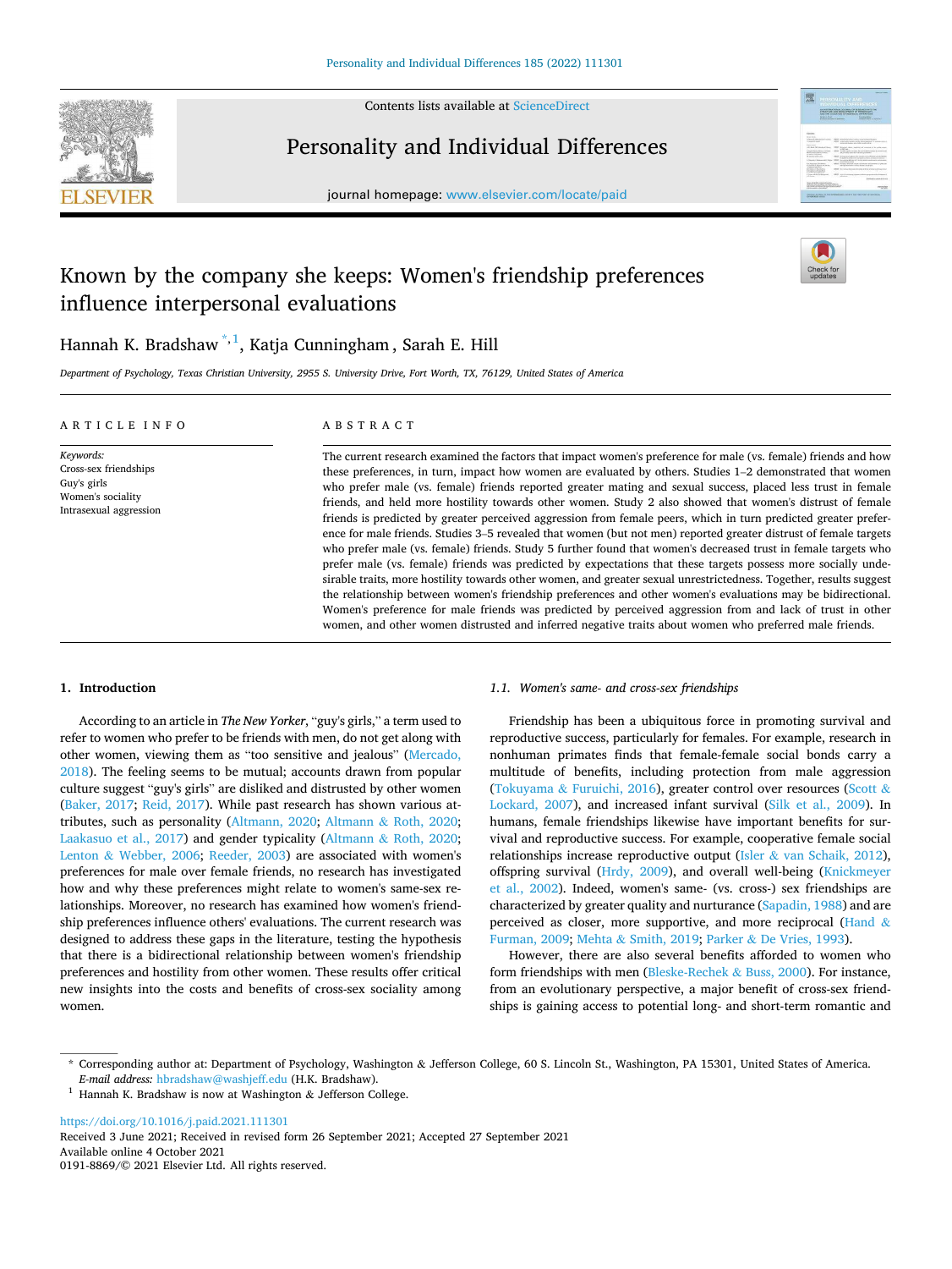# Known by the company she keeps: Women's friendship preferences influence interpersonal evaluations

Hannah K. Bradshaw [*,1], Katja Cunningham, Sarah E. Hill

*Department of Psychology, Texas Christian University, 2955 S. University Drive, Fort Worth, TX, 76129, United States of America*

## ARTICLE INFO

*Keywords:*
Cross-sex friendships
Guy's girls
Women's sociality
Intrasexual aggression

## ABSTRACT

The current research examined the factors that impact women's preference for male (vs. female) friends and how these preferences, in turn, impact how women are evaluated by others. Studies 1–2 demonstrated that women who prefer male (vs. female) friends reported greater mating and sexual success, placed less trust in female friends, and held more hostility towards other women. Study 2 also showed that women's distrust of female friends is predicted by greater perceived aggression from female peers, which in turn predicted greater preference for male friends. Studies 3–5 revealed that women (but not men) reported greater distrust of female targets who prefer male (vs. female) friends. Study 5 further found that women's decreased trust in female targets who prefer male (vs. female) friends was predicted by expectations that these targets possess more socially undesirable traits, more hostility towards other women, and greater sexual unrestrictedness. Together, results suggest the relationship between women's friendship preferences and other women's evaluations may be bidirectional. Women's preference for male friends was predicted by perceived aggression from and lack of trust in other women, and other women distrusted and inferred negative traits about women who preferred male friends.

## 1. Introduction

According to an article in *The New Yorker*, "guy's girls," a term used to refer to women who prefer to be friends with men, do not get along with other women, viewing them as "too sensitive and jealous" (Mercado, 2018). The feeling seems to be mutual; accounts drawn from popular culture suggest "guy's girls" are disliked and distrusted by other women (Baker, 2017; Reid, 2017). While past research has shown various attributes, such as personality (Altmann, 2020; Altmann & Roth, 2020; Laakasuo et al., 2017) and gender typicality (Altmann & Roth, 2020; Lenton & Webber, 2006; Reeder, 2003) are associated with women's preferences for male over female friends, no research has investigated how and why these preferences might relate to women's same-sex relationships. Moreover, no research has examined how women's friendship preferences influence others' evaluations. The current research was designed to address these gaps in the literature, testing the hypothesis that there is a bidirectional relationship between women's friendship preferences and hostility from other women. These results offer critical new insights into the costs and benefits of cross-sex sociality among women.

### 1.1. Women's same- and cross-sex friendships

Friendship has been a ubiquitous force in promoting survival and reproductive success, particularly for females. For example, research in nonhuman primates finds that female-female social bonds carry a multitude of benefits, including protection from male aggression (Tokuyama & Furuichi, 2016), greater control over resources (Scott & Lockard, 2007), and increased infant survival (Silk et al., 2009). In humans, female friendships likewise have important benefits for survival and reproductive success. For example, cooperative female social relationships increase reproductive output (Isler & van Schaik, 2012), offspring survival (Hrdy, 2009), and overall well-being (Knickmeyer et al., 2002). Indeed, women's same- (vs. cross-) sex friendships are characterized by greater quality and nurturance (Sapadin, 1988) and are perceived as closer, more supportive, and more reciprocal (Hand & Furman, 2009; Mehta & Smith, 2019; Parker & De Vries, 1993).

However, there are also several benefits afforded to women who form friendships with men (Bleske-Rechek & Buss, 2000). For instance, from an evolutionary perspective, a major benefit of cross-sex friendships is gaining access to potential long- and short-term romantic and

---

\* Corresponding author at: Department of Psychology, Washington & Jefferson College, 60 S. Lincoln St., Washington, PA 15301, United States of America.
*E-mail address:* hbradshaw@washjeff.edu (H.K. Bradshaw).

[1] Hannah K. Bradshaw is now at Washington & Jefferson College.

https://doi.org/10.1016/j.paid.2021.111301
Received 3 June 2021; Received in revised form 26 September 2021; Accepted 27 September 2021
Available online 4 October 2021
0191-8869/© 2021 Elsevier Ltd. All rights reserved.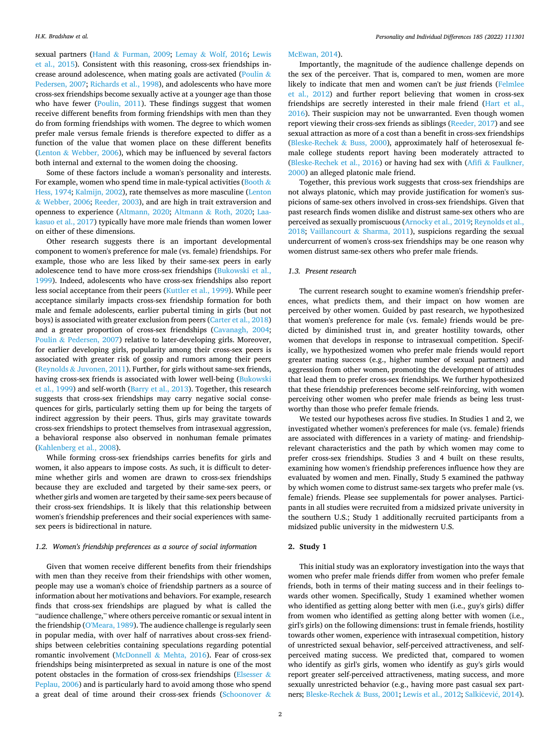sexual partners (Hand & Furman, 2009; Lemay & Wolf, 2016; Lewis et al., 2015). Consistent with this reasoning, cross-sex friendships increase around adolescence, when mating goals are activated (Poulin & Pedersen, 2007; Richards et al., 1998), and adolescents who have more cross-sex friendships become sexually active at a younger age than those who have fewer (Poulin, 2011). These findings suggest that women receive different benefits from forming friendships with men than they do from forming friendships with women. The degree to which women prefer male versus female friends is therefore expected to differ as a function of the value that women place on these different benefits (Lenton & Webber, 2006), which may be influenced by several factors both internal and external to the women doing the choosing.

Some of these factors include a woman's personality and interests. For example, women who spend time in male-typical activities (Booth & Hess, 1974; Kalmijn, 2002), rate themselves as more masculine (Lenton & Webber, 2006; Reeder, 2003), and are high in trait extraversion and openness to experience (Altmann, 2020; Altmann & Roth, 2020; Laakasuo et al., 2017) typically have more male friends than women lower on either of these dimensions.

Other research suggests there is an important developmental component to women's preference for male (vs. female) friendships. For example, those who are less liked by their same-sex peers in early adolescence tend to have more cross-sex friendships (Bukowski et al., 1999). Indeed, adolescents who have cross-sex friendships also report less social acceptance from their peers (Kuttler et al., 1999). While peer acceptance similarly impacts cross-sex friendship formation for both male and female adolescents, earlier pubertal timing in girls (but not boys) is associated with greater exclusion from peers (Carter et al., 2018) and a greater proportion of cross-sex friendships (Cavanagh, 2004; Poulin & Pedersen, 2007) relative to later-developing girls. Moreover, for earlier developing girls, popularity among their cross-sex peers is associated with greater risk of gossip and rumors among their peers (Reynolds & Juvonen, 2011). Further, for girls without same-sex friends, having cross-sex friends is associated with lower well-being (Bukowski et al., 1999) and self-worth (Barry et al., 2013). Together, this research suggests that cross-sex friendships may carry negative social consequences for girls, particularly setting them up for being the targets of indirect aggression by their peers. Thus, girls may gravitate towards cross-sex friendships to protect themselves from intrasexual aggression, a behavioral response also observed in nonhuman female primates (Kahlenberg et al., 2008).

While forming cross-sex friendships carries benefits for girls and women, it also appears to impose costs. As such, it is difficult to determine whether girls and women are drawn to cross-sex friendships because they are excluded and targeted by their same-sex peers, or whether girls and women are targeted by their same-sex peers because of their cross-sex friendships. It is likely that this relationship between women's friendship preferences and their social experiences with same-sex peers is bidirectional in nature.

### 1.2. Women's friendship preferences as a source of social information

Given that women receive different benefits from their friendships with men than they receive from their friendships with other women, people may use a woman's choice of friendship partners as a source of information about her motivations and behaviors. For example, research finds that cross-sex friendships are plagued by what is called the "audience challenge," where others perceive romantic or sexual intent in the friendship (O'Meara, 1989). The audience challenge is regularly seen in popular media, with over half of narratives about cross-sex friendships between celebrities containing speculations regarding potential romantic involvement (McDonnell & Mehta, 2016). Fear of cross-sex friendships being misinterpreted as sexual in nature is one of the most potent obstacles in the formation of cross-sex friendships (Elsesser & Peplau, 2006) and is particularly hard to avoid among those who spend a great deal of time around their cross-sex friends (Schoonover & McEwan, 2014).

Importantly, the magnitude of the audience challenge depends on the sex of the perceiver. That is, compared to men, women are more likely to indicate that men and women can't be *just* friends (Felmlee et al., 2012) and further report believing that women in cross-sex friendships are secretly interested in their male friend (Hart et al., 2016). Their suspicion may not be unwarranted. Even though women report viewing their cross-sex friends as siblings (Reeder, 2017) and see sexual attraction as more of a cost than a benefit in cross-sex friendships (Bleske-Rechek & Buss, 2000), approximately half of heterosexual female college students report having been moderately attracted to (Bleske-Rechek et al., 2016) or having had sex with (Afifi & Faulkner, 2000) an alleged platonic male friend.

Together, this previous work suggests that cross-sex friendships are not always platonic, which may provide justification for women's suspicions of same-sex others involved in cross-sex friendships. Given that past research finds women dislike and distrust same-sex others who are perceived as sexually promiscuous (Arnocky et al., 2019; Reynolds et al., 2018; Vaillancourt & Sharma, 2011), suspicions regarding the sexual undercurrent of women's cross-sex friendships may be one reason why women distrust same-sex others who prefer male friends.

### 1.3. Present research

The current research sought to examine women's friendship preferences, what predicts them, and their impact on how women are perceived by other women. Guided by past research, we hypothesized that women's preference for male (vs. female) friends would be predicted by diminished trust in, and greater hostility towards, other women that develops in response to intrasexual competition. Specifically, we hypothesized women who prefer male friends would report greater mating success (e.g., higher number of sexual partners) and aggression from other women, promoting the development of attitudes that lead them to prefer cross-sex friendships. We further hypothesized that these friendship preferences become self-reinforcing, with women perceiving other women who prefer male friends as being less trustworthy than those who prefer female friends.

We tested our hypotheses across five studies. In Studies 1 and 2, we investigated whether women's preferences for male (vs. female) friends are associated with differences in a variety of mating- and friendship-relevant characteristics and the path by which women may come to prefer cross-sex friendships. Studies 3 and 4 built on these results, examining how women's friendship preferences influence how they are evaluated by women and men. Finally, Study 5 examined the pathway by which women come to distrust same-sex targets who prefer male (vs. female) friends. Please see supplementals for power analyses. Participants in all studies were recruited from a midsized private university in the southern U.S.; Study 1 additionally recruited participants from a midsized public university in the midwestern U.S.

## 2. Study 1

This initial study was an exploratory investigation into the ways that women who prefer male friends differ from women who prefer female friends, both in terms of their mating success and in their feelings towards other women. Specifically, Study 1 examined whether women who identified as getting along better with men (i.e., guy's girls) differ from women who identified as getting along better with women (i.e., girl's girls) on the following dimensions: trust in female friends, hostility towards other women, experience with intrasexual competition, history of unrestricted sexual behavior, self-perceived attractiveness, and self-perceived mating success. We predicted that, compared to women who identify as girl's girls, women who identify as guy's girls would report greater self-perceived attractiveness, mating success, and more sexually unrestricted behavior (e.g., having more past casual sex partners; Bleske-Rechek & Buss, 2001; Lewis et al., 2012; Salkičević, 2014).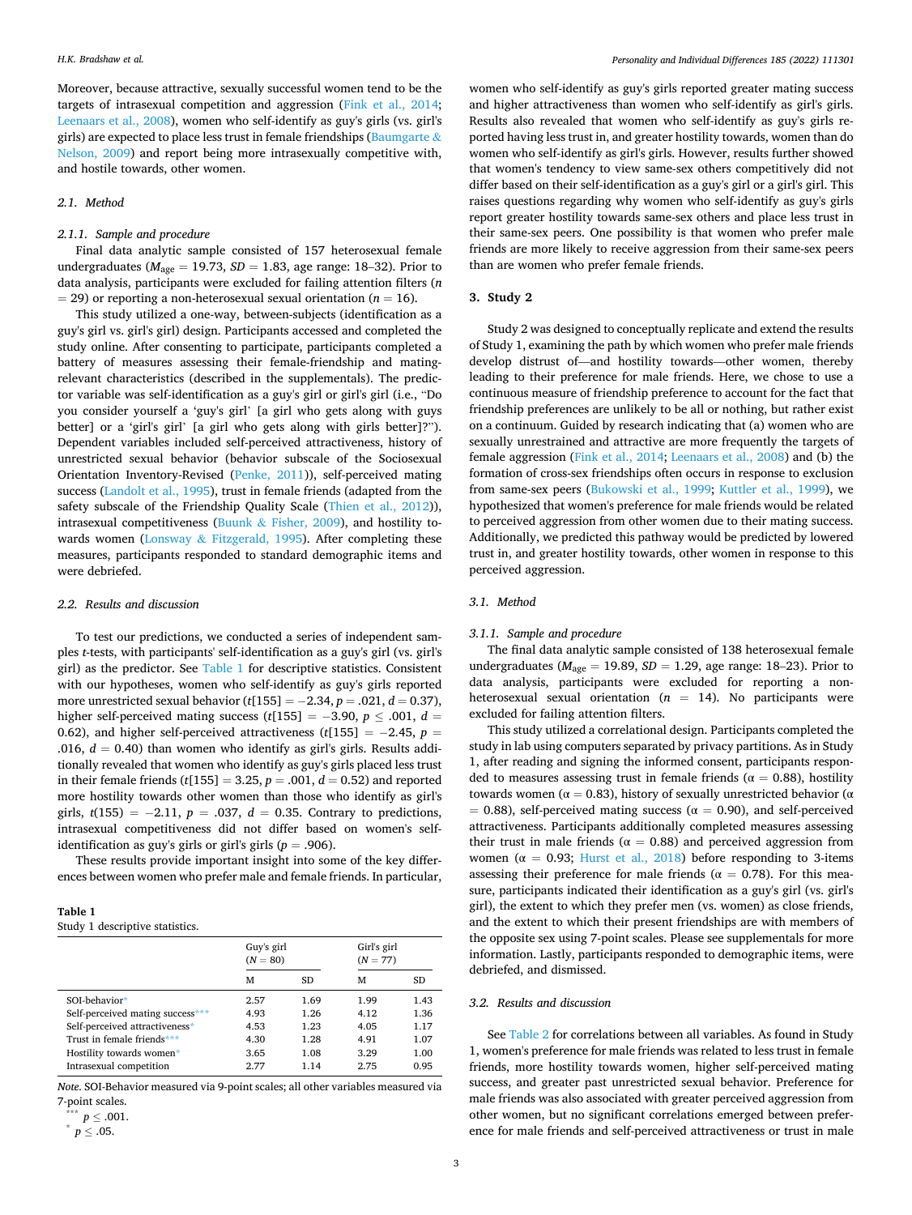Moreover, because attractive, sexually successful women tend to be the targets of intrasexual competition and aggression (Fink et al., 2014; Leenaars et al., 2008), women who self-identify as guy's girls (vs. girl's girls) are expected to place less trust in female friendships (Baumgarte & Nelson, 2009) and report being more intrasexually competitive with, and hostile towards, other women.

### 2.1. Method

#### 2.1.1. Sample and procedure

Final data analytic sample consisted of 157 heterosexual female undergraduates ($M_{age}$ = 19.73, $SD$ = 1.83, age range: 18–32). Prior to data analysis, participants were excluded for failing attention filters ($n$ = 29) or reporting a non-heterosexual sexual orientation ($n$ = 16).

This study utilized a one-way, between-subjects (identification as a guy's girl vs. girl's girl) design. Participants accessed and completed the study online. After consenting to participate, participants completed a battery of measures assessing their female-friendship and mating-relevant characteristics (described in the supplementals). The predictor variable was self-identification as a guy's girl or girl's girl (i.e., "Do you consider yourself a 'guy's girl' [a girl who gets along with guys better] or a 'girl's girl' [a girl who gets along with girls better]?"). Dependent variables included self-perceived attractiveness, history of unrestricted sexual behavior (behavior subscale of the Sociosexual Orientation Inventory-Revised (Penke, 2011)), self-perceived mating success (Landolt et al., 1995), trust in female friends (adapted from the safety subscale of the Friendship Quality Scale (Thien et al., 2012)), intrasexual competitiveness (Buunk & Fisher, 2009), and hostility towards women (Lonsway & Fitzgerald, 1995). After completing these measures, participants responded to standard demographic items and were debriefed.

### 2.2. Results and discussion

To test our predictions, we conducted a series of independent samples $t$-tests, with participants' self-identification as a guy's girl (vs. girl's girl) as the predictor. See Table 1 for descriptive statistics. Consistent with our hypotheses, women who self-identify as guy's girls reported more unrestricted sexual behavior ($t[155] = -2.34$, $p = .021$, $d = 0.37$), higher self-perceived mating success ($t[155] = -3.90$, $p \leq .001$, $d = 0.62$), and higher self-perceived attractiveness ($t[155] = -2.45$, $p = .016$, $d = 0.40$) than women who identify as girl's girls. Results additionally revealed that women who identify as guy's girls placed less trust in their female friends ($t[155] = 3.25$, $p = .001$, $d = 0.52$) and reported more hostility towards other women than those who identify as girl's girls, $t(155) = -2.11$, $p = .037$, $d = 0.35$. Contrary to predictions, intrasexual competitiveness did not differ based on women's self-identification as guy's girls or girl's girls ($p = .906$).

These results provide important insight into some of the key differences between women who prefer male and female friends. In particular, women who self-identify as guy's girls reported greater mating success and higher attractiveness than women who self-identify as girl's girls. Results also revealed that women who self-identify as guy's girls reported having less trust in, and greater hostility towards, women than do women who self-identify as girl's girls. However, results further showed that women's tendency to view same-sex others competitively did not differ based on their self-identification as a guy's girl or a girl's girl. This raises questions regarding why women who self-identify as guy's girls report greater hostility towards same-sex others and place less trust in their same-sex peers. One possibility is that women who prefer male friends are more likely to receive aggression from their same-sex peers than are women who prefer female friends.

**Table 1**
Study 1 descriptive statistics.

| | Guy's girl ($N$ = 80) | | Girl's girl ($N$ = 77) | |
|---|---|---|---|---|
| | M | SD | M | SD |
| SOI-behavior* | 2.57 | 1.69 | 1.99 | 1.43 |
| Self-perceived mating success*** | 4.93 | 1.26 | 4.12 | 1.36 |
| Self-perceived attractiveness* | 4.53 | 1.23 | 4.05 | 1.17 |
| Trust in female friends*** | 4.30 | 1.28 | 4.91 | 1.07 |
| Hostility towards women* | 3.65 | 1.08 | 3.29 | 1.00 |
| Intrasexual competition | 2.77 | 1.14 | 2.75 | 0.95 |

*Note.* SOI-Behavior measured via 9-point scales; all other variables measured via 7-point scales.
*** $p \leq .001$.
* $p \leq .05$.

## 3. Study 2

Study 2 was designed to conceptually replicate and extend the results of Study 1, examining the path by which women who prefer male friends develop distrust of—and hostility towards—other women, thereby leading to their preference for male friends. Here, we chose to use a continuous measure of friendship preference to account for the fact that friendship preferences are unlikely to be all or nothing, but rather exist on a continuum. Guided by research indicating that (a) women who are sexually unrestrained and attractive are more frequently the targets of female aggression (Fink et al., 2014; Leenaars et al., 2008) and (b) the formation of cross-sex friendships often occurs in response to exclusion from same-sex peers (Bukowski et al., 1999; Kuttler et al., 1999), we hypothesized that women's preference for male friends would be related to perceived aggression from other women due to their mating success. Additionally, we predicted this pathway would be predicted by lowered trust in, and greater hostility towards, other women in response to this perceived aggression.

### 3.1. Method

#### 3.1.1. Sample and procedure

The final data analytic sample consisted of 138 heterosexual female undergraduates ($M_{age}$ = 19.89, $SD$ = 1.29, age range: 18–23). Prior to data analysis, participants were excluded for reporting a non-heterosexual sexual orientation ($n$ = 14). No participants were excluded for failing attention filters.

This study utilized a correlational design. Participants completed the study in lab using computers separated by privacy partitions. As in Study 1, after reading and signing the informed consent, participants responded to measures assessing trust in female friends ($\alpha$ = 0.88), hostility towards women ($\alpha$ = 0.83), history of sexually unrestricted behavior ($\alpha$ = 0.88), self-perceived mating success ($\alpha$ = 0.90), and self-perceived attractiveness. Participants additionally completed measures assessing their trust in male friends ($\alpha$ = 0.88) and perceived aggression from women ($\alpha$ = 0.93; Hurst et al., 2018) before responding to 3-items assessing their preference for male friends ($\alpha$ = 0.78). For this measure, participants indicated their identification as a guy's girl (vs. girl's girl), the extent to which they prefer men (vs. women) as close friends, and the extent to which their present friendships are with members of the opposite sex using 7-point scales. Please see supplementals for more information. Lastly, participants responded to demographic items, were debriefed, and dismissed.

### 3.2. Results and discussion

See Table 2 for correlations between all variables. As found in Study 1, women's preference for male friends was related to less trust in female friends, more hostility towards women, higher self-perceived mating success, and greater past unrestricted sexual behavior. Preference for male friends was also associated with greater perceived aggression from other women, but no significant correlations emerged between preference for male friends and self-perceived attractiveness or trust in male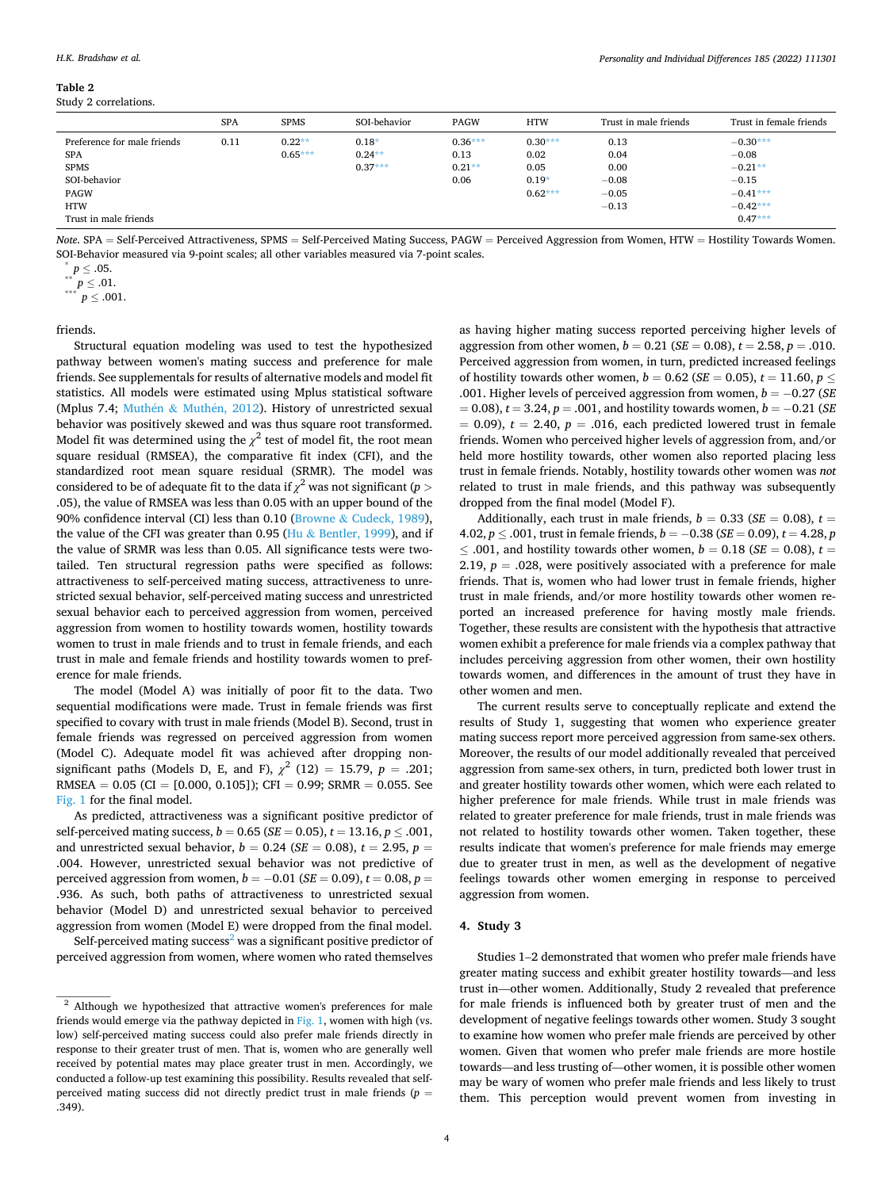**Table 2**
Study 2 correlations.

| | SPA | SPMS | SOI-behavior | PAGW | HTW | Trust in male friends | Trust in female friends |
|---|---|---|---|---|---|---|---|
| Preference for male friends | 0.11 | 0.22** | 0.18* | 0.36*** | 0.30*** | 0.13 | −0.30*** |
| SPA | | 0.65*** | 0.24** | 0.13 | 0.02 | 0.04 | −0.08 |
| SPMS | | | 0.37*** | 0.21** | 0.05 | 0.00 | −0.21** |
| SOI-behavior | | | | 0.06 | 0.19* | −0.08 | −0.15 |
| PAGW | | | | | 0.62*** | −0.05 | −0.41*** |
| HTW | | | | | | −0.13 | −0.42*** |
| Trust in male friends | | | | | | | 0.47*** |

*Note.* SPA = Self-Perceived Attractiveness, SPMS = Self-Perceived Mating Success, PAGW = Perceived Aggression from Women, HTW = Hostility Towards Women. SOI-Behavior measured via 9-point scales; all other variables measured via 7-point scales.

\* $p \leq .05$.

\*\* $p \leq .01$.

\*\*\* $p \leq .001$.

friends.

Structural equation modeling was used to test the hypothesized pathway between women's mating success and preference for male friends. See supplementals for results of alternative models and model fit statistics. All models were estimated using Mplus statistical software (Mplus 7.4; Muthén & Muthén, 2012). History of unrestricted sexual behavior was positively skewed and was thus square root transformed. Model fit was determined using the $\chi^2$ test of model fit, the root mean square residual (RMSEA), the comparative fit index (CFI), and the standardized root mean square residual (SRMR). The model was considered to be of adequate fit to the data if $\chi^2$ was not significant ($p >$ .05), the value of RMSEA was less than 0.05 with an upper bound of the 90% confidence interval (CI) less than 0.10 (Browne & Cudeck, 1989), the value of the CFI was greater than 0.95 (Hu & Bentler, 1999), and if the value of SRMR was less than 0.05. All significance tests were two-tailed. Ten structural regression paths were specified as follows: attractiveness to self-perceived mating success, attractiveness to unrestricted sexual behavior, self-perceived mating success and unrestricted sexual behavior each to perceived aggression from women, perceived aggression from women to hostility towards women, hostility towards women to trust in male friends and to trust in female friends, and each trust in male and female friends and hostility towards women to preference for male friends.

The model (Model A) was initially of poor fit to the data. Two sequential modifications were made. Trust in female friends was first specified to covary with trust in male friends (Model B). Second, trust in female friends was regressed on perceived aggression from women (Model C). Adequate model fit was achieved after dropping non-significant paths (Models D, E, and F), $\chi^2$ (12) = 15.79, $p$ = .201; RMSEA = 0.05 (CI = [0.000, 0.105]); CFI = 0.99; SRMR = 0.055. See Fig. 1 for the final model.

As predicted, attractiveness was a significant positive predictor of self-perceived mating success, $b$ = 0.65 ($SE$ = 0.05), $t$ = 13.16, $p \leq$ .001, and unrestricted sexual behavior, $b$ = 0.24 ($SE$ = 0.08), $t$ = 2.95, $p$ = .004. However, unrestricted sexual behavior was not predictive of perceived aggression from women, $b$ = −0.01 ($SE$ = 0.09), $t$ = 0.08, $p$ = .936. As such, both paths of attractiveness to unrestricted sexual behavior (Model D) and unrestricted sexual behavior to perceived aggression from women (Model E) were dropped from the final model.

Self-perceived mating success[2] was a significant positive predictor of perceived aggression from women, where women who rated themselves as having higher mating success reported perceiving higher levels of aggression from other women, $b$ = 0.21 ($SE$ = 0.08), $t$ = 2.58, $p$ = .010. Perceived aggression from women, in turn, predicted increased feelings of hostility towards other women, $b$ = 0.62 ($SE$ = 0.05), $t$ = 11.60, $p \leq$ .001. Higher levels of perceived aggression from women, $b$ = −0.27 ($SE$ = 0.08), $t$ = 3.24, $p$ = .001, and hostility towards women, $b$ = −0.21 ($SE$ = 0.09), $t$ = 2.40, $p$ = .016, each predicted lowered trust in female friends. Women who perceived higher levels of aggression from, and/or held more hostility towards, other women also reported placing less trust in female friends. Notably, hostility towards other women was *not* related to trust in male friends, and this pathway was subsequently dropped from the final model (Model F).

Additionally, each trust in male friends, $b$ = 0.33 ($SE$ = 0.08), $t$ = 4.02, $p \leq$ .001, trust in female friends, $b$ = −0.38 ($SE$ = 0.09), $t$ = 4.28, $p \leq$ .001, and hostility towards other women, $b$ = 0.18 ($SE$ = 0.08), $t$ = 2.19, $p$ = .028, were positively associated with a preference for male friends. That is, women who had lower trust in female friends, higher trust in male friends, and/or more hostility towards other women reported an increased preference for having mostly male friends. Together, these results are consistent with the hypothesis that attractive women exhibit a preference for male friends via a complex pathway that includes perceiving aggression from other women, their own hostility towards women, and differences in the amount of trust they have in other women and men.

The current results serve to conceptually replicate and extend the results of Study 1, suggesting that women who experience greater mating success report more perceived aggression from same-sex others. Moreover, the results of our model additionally revealed that perceived aggression from same-sex others, in turn, predicted both lower trust in and greater hostility towards other women, which were each related to higher preference for male friends. While trust in male friends was related to greater preference for male friends, trust in male friends was not related to hostility towards other women. Taken together, these results indicate that women's preference for male friends may emerge due to greater trust in men, as well as the development of negative feelings towards other women emerging in response to perceived aggression from women.

## 4. Study 3

Studies 1–2 demonstrated that women who prefer male friends have greater mating success and exhibit greater hostility towards—and less trust in—other women. Additionally, Study 2 revealed that preference for male friends is influenced both by greater trust of men and the development of negative feelings towards other women. Study 3 sought to examine how women who prefer male friends are perceived by other women. Given that women who prefer male friends are more hostile towards—and less trusting of—other women, it is possible other women may be wary of women who prefer male friends and less likely to trust them. This perception would prevent women from investing in

[2] Although we hypothesized that attractive women's preferences for male friends would emerge via the pathway depicted in Fig. 1, women with high (vs. low) self-perceived mating success could also prefer male friends directly in response to their greater trust of men. That is, women who are generally well received by potential mates may place greater trust in men. Accordingly, we conducted a follow-up test examining this possibility. Results revealed that self-perceived mating success did not directly predict trust in male friends ($p$ = .349).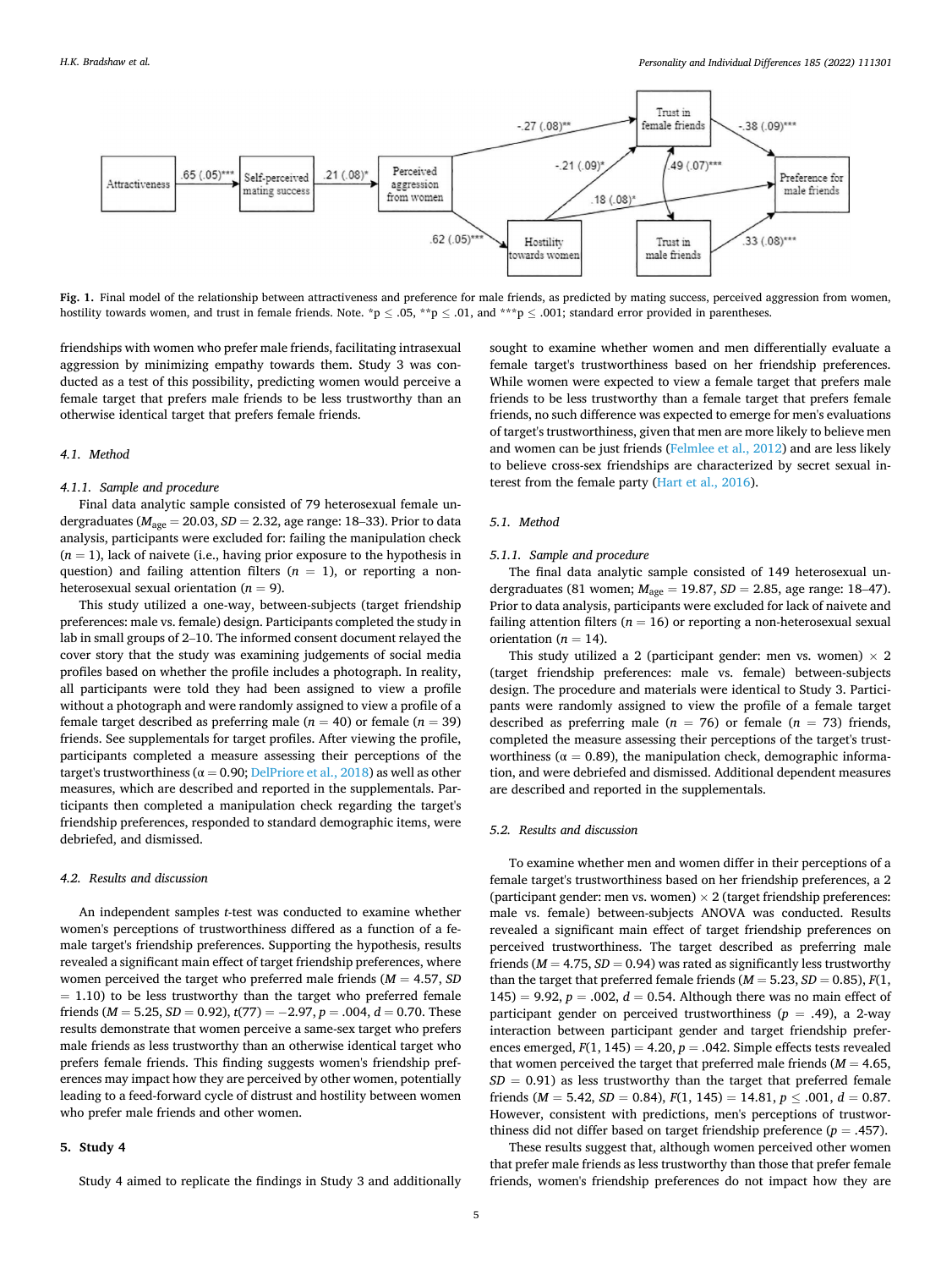Fig. 1. Final model of the relationship between attractiveness and preference for male friends, as predicted by mating success, perceived aggression from women, hostility towards women, and trust in female friends. Note. *p ≤ .05, **p ≤ .01, and ***p ≤ .001; standard error provided in parentheses.

friendships with women who prefer male friends, facilitating intrasexual aggression by minimizing empathy towards them. Study 3 was conducted as a test of this possibility, predicting women would perceive a female target that prefers male friends to be less trustworthy than an otherwise identical target that prefers female friends.

### 4.1. Method

#### 4.1.1. Sample and procedure

Final data analytic sample consisted of 79 heterosexual female undergraduates ($M_{age}$ = 20.03, $SD$ = 2.32, age range: 18–33). Prior to data analysis, participants were excluded for: failing the manipulation check ($n$ = 1), lack of naivete (i.e., having prior exposure to the hypothesis in question) and failing attention filters ($n$ = 1), or reporting a non-heterosexual sexual orientation ($n$ = 9).

This study utilized a one-way, between-subjects (target friendship preferences: male vs. female) design. Participants completed the study in lab in small groups of 2–10. The informed consent document relayed the cover story that the study was examining judgements of social media profiles based on whether the profile includes a photograph. In reality, all participants were told they had been assigned to view a profile without a photograph and were randomly assigned to view a profile of a female target described as preferring male ($n$ = 40) or female ($n$ = 39) friends. See supplementals for target profiles. After viewing the profile, participants completed a measure assessing their perceptions of the target's trustworthiness (α = 0.90; DelPriore et al., 2018) as well as other measures, which are described and reported in the supplementals. Participants then completed a manipulation check regarding the target's friendship preferences, responded to standard demographic items, were debriefed, and dismissed.

### 4.2. Results and discussion

An independent samples $t$-test was conducted to examine whether women's perceptions of trustworthiness differed as a function of a female target's friendship preferences. Supporting the hypothesis, results revealed a significant main effect of target friendship preferences, where women perceived the target who preferred male friends ($M$ = 4.57, $SD$ = 1.10) to be less trustworthy than the target who preferred female friends ($M$ = 5.25, $SD$ = 0.92), $t(77) = -2.97$, $p$ = .004, $d$ = 0.70. These results demonstrate that women perceive a same-sex target who prefers male friends as less trustworthy than an otherwise identical target who prefers female friends. This finding suggests women's friendship preferences may impact how they are perceived by other women, potentially leading to a feed-forward cycle of distrust and hostility between women who prefer male friends and other women.

## 5. Study 4

Study 4 aimed to replicate the findings in Study 3 and additionally sought to examine whether women and men differentially evaluate a female target's trustworthiness based on her friendship preferences. While women were expected to view a female target that prefers male friends to be less trustworthy than a female target that prefers female friends, no such difference was expected to emerge for men's evaluations of target's trustworthiness, given that men are more likely to believe men and women can be just friends (Felmlee et al., 2012) and are less likely to believe cross-sex friendships are characterized by secret sexual interest from the female party (Hart et al., 2016).

### 5.1. Method

#### 5.1.1. Sample and procedure

The final data analytic sample consisted of 149 heterosexual undergraduates (81 women; $M_{age}$ = 19.87, $SD$ = 2.85, age range: 18–47). Prior to data analysis, participants were excluded for lack of naivete and failing attention filters ($n$ = 16) or reporting a non-heterosexual sexual orientation ($n$ = 14).

This study utilized a 2 (participant gender: men vs. women) × 2 (target friendship preferences: male vs. female) between-subjects design. The procedure and materials were identical to Study 3. Participants were randomly assigned to view the profile of a female target described as preferring male ($n$ = 76) or female ($n$ = 73) friends, completed the measure assessing their perceptions of the target's trustworthiness (α = 0.89), the manipulation check, demographic information, and were debriefed and dismissed. Additional dependent measures are described and reported in the supplementals.

### 5.2. Results and discussion

To examine whether men and women differ in their perceptions of a female target's trustworthiness based on her friendship preferences, a 2 (participant gender: men vs. women) × 2 (target friendship preferences: male vs. female) between-subjects ANOVA was conducted. Results revealed a significant main effect of target friendship preferences on perceived trustworthiness. The target described as preferring male friends ($M$ = 4.75, $SD$ = 0.94) was rated as significantly less trustworthy than the target that preferred female friends ($M$ = 5.23, $SD$ = 0.85), $F(1, 145)$ = 9.92, $p$ = .002, $d$ = 0.54. Although there was no main effect of participant gender on perceived trustworthiness ($p$ = .49), a 2-way interaction between participant gender and target friendship preferences emerged, $F(1, 145)$ = 4.20, $p$ = .042. Simple effects tests revealed that women perceived the target that preferred male friends ($M$ = 4.65, $SD$ = 0.91) as less trustworthy than the target that preferred female friends ($M$ = 5.42, $SD$ = 0.84), $F(1, 145)$ = 14.81, $p \leq .001$, $d$ = 0.87. However, consistent with predictions, men's perceptions of trustworthiness did not differ based on target friendship preference ($p$ = .457).

These results suggest that, although women perceived other women that prefer male friends as less trustworthy than those that prefer female friends, women's friendship preferences do not impact how they are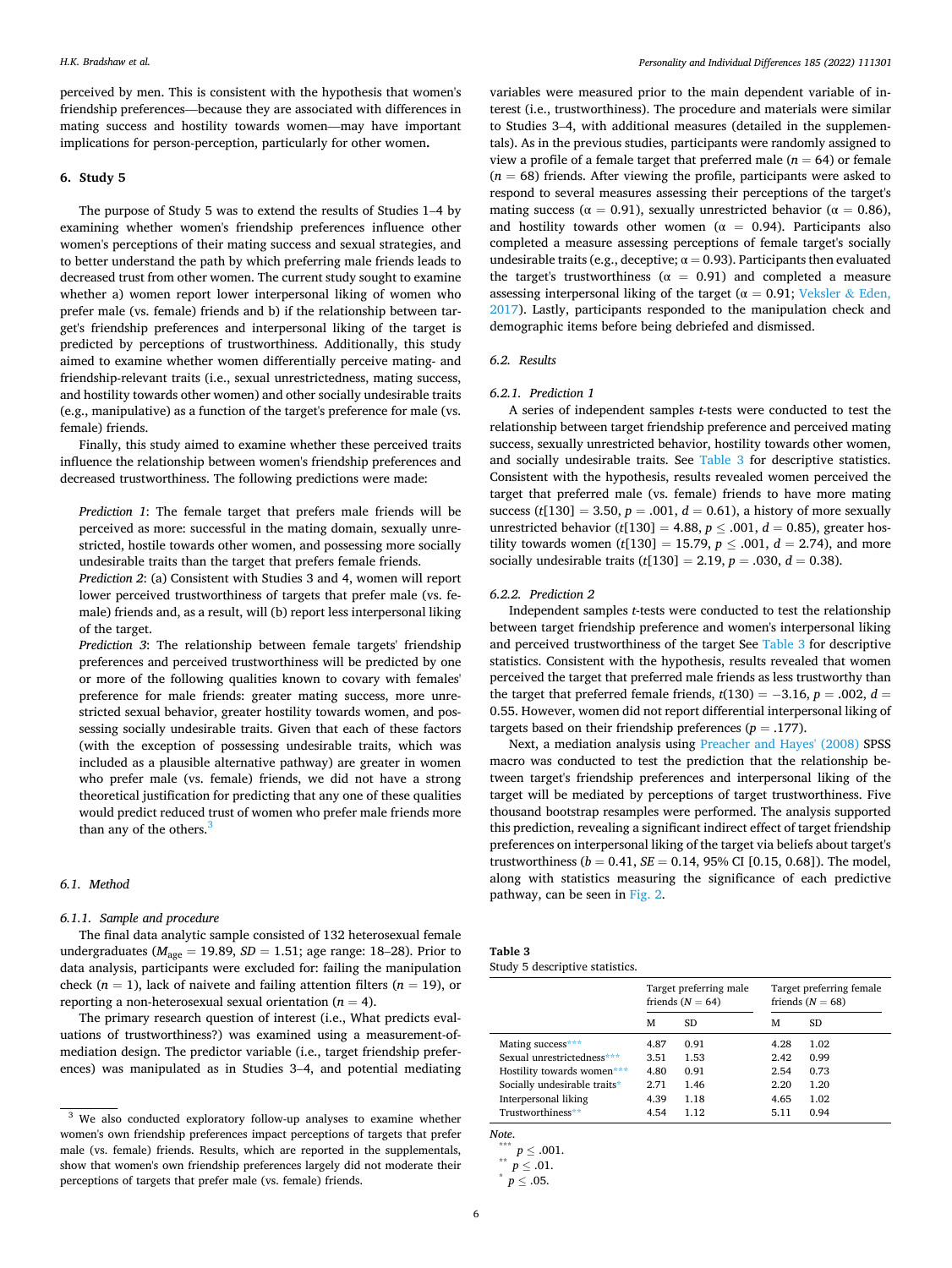perceived by men. This is consistent with the hypothesis that women's friendship preferences—because they are associated with differences in mating success and hostility towards women—may have important implications for person-perception, particularly for other women.

## 6. Study 5

The purpose of Study 5 was to extend the results of Studies 1–4 by examining whether women's friendship preferences influence other women's perceptions of their mating success and sexual strategies, and to better understand the path by which preferring male friends leads to decreased trust from other women. The current study sought to examine whether a) women report lower interpersonal liking of women who prefer male (vs. female) friends and b) if the relationship between target's friendship preferences and interpersonal liking of the target is predicted by perceptions of trustworthiness. Additionally, this study aimed to examine whether women differentially perceive mating- and friendship-relevant traits (i.e., sexual unrestrictedness, mating success, and hostility towards other women) and other socially undesirable traits (e.g., manipulative) as a function of the target's preference for male (vs. female) friends.

Finally, this study aimed to examine whether these perceived traits influence the relationship between women's friendship preferences and decreased trustworthiness. The following predictions were made:

*Prediction 1*: The female target that prefers male friends will be perceived as more: successful in the mating domain, sexually unrestricted, hostile towards other women, and possessing more socially undesirable traits than the target that prefers female friends.

*Prediction 2*: (a) Consistent with Studies 3 and 4, women will report lower perceived trustworthiness of targets that prefer male (vs. female) friends and, as a result, will (b) report less interpersonal liking of the target.

*Prediction 3*: The relationship between female targets' friendship preferences and perceived trustworthiness will be predicted by one or more of the following qualities known to covary with females' preference for male friends: greater mating success, more unrestricted sexual behavior, greater hostility towards women, and possessing socially undesirable traits. Given that each of these factors (with the exception of possessing undesirable traits, which was included as a plausible alternative pathway) are greater in women who prefer male (vs. female) friends, we did not have a strong theoretical justification for predicting that any one of these qualities would predict reduced trust of women who prefer male friends more than any of the others.[3]

### 6.1. Method

#### 6.1.1. Sample and procedure

The final data analytic sample consisted of 132 heterosexual female undergraduates ($M_{age}$ = 19.89, $SD$ = 1.51; age range: 18–28). Prior to data analysis, participants were excluded for: failing the manipulation check ($n$ = 1), lack of naivete and failing attention filters ($n$ = 19), or reporting a non-heterosexual sexual orientation ($n$ = 4).

The primary research question of interest (i.e., What predicts evaluations of trustworthiness?) was examined using a measurement-of-mediation design. The predictor variable (i.e., target friendship preferences) was manipulated as in Studies 3–4, and potential mediating variables were measured prior to the main dependent variable of interest (i.e., trustworthiness). The procedure and materials were similar to Studies 3–4, with additional measures (detailed in the supplementals). As in the previous studies, participants were randomly assigned to view a profile of a female target that preferred male ($n$ = 64) or female ($n$ = 68) friends. After viewing the profile, participants were asked to respond to several measures assessing their perceptions of the target's mating success (α = 0.91), sexually unrestricted behavior (α = 0.86), and hostility towards other women (α = 0.94). Participants also completed a measure assessing perceptions of female target's socially undesirable traits (e.g., deceptive; α = 0.93). Participants then evaluated the target's trustworthiness (α = 0.91) and completed a measure assessing interpersonal liking of the target (α = 0.91; Veksler & Eden, 2017). Lastly, participants responded to the manipulation check and demographic items before being debriefed and dismissed.

### 6.2. Results

#### 6.2.1. Prediction 1

A series of independent samples *t*-tests were conducted to test the relationship between target friendship preference and perceived mating success, sexually unrestricted behavior, hostility towards other women, and socially undesirable traits. See Table 3 for descriptive statistics. Consistent with the hypothesis, results revealed women perceived the target that preferred male (vs. female) friends to have more mating success ($t$[130] = 3.50, $p$ = .001, $d$ = 0.61), a history of more sexually unrestricted behavior ($t$[130] = 4.88, $p \leq$ .001, $d$ = 0.85), greater hostility towards women ($t$[130] = 15.79, $p \leq$ .001, $d$ = 2.74), and more socially undesirable traits ($t$[130] = 2.19, $p$ = .030, $d$ = 0.38).

#### 6.2.2. Prediction 2

Independent samples *t*-tests were conducted to test the relationship between target friendship preference and women's interpersonal liking and perceived trustworthiness of the target See Table 3 for descriptive statistics. Consistent with the hypothesis, results revealed that women perceived the target that preferred male friends as less trustworthy than the target that preferred female friends, $t$(130) = −3.16, $p$ = .002, $d$ = 0.55. However, women did not report differential interpersonal liking of targets based on their friendship preferences ($p$ = .177).

Next, a mediation analysis using Preacher and Hayes' (2008) SPSS macro was conducted to test the prediction that the relationship between target's friendship preferences and interpersonal liking of the target will be mediated by perceptions of target trustworthiness. Five thousand bootstrap resamples were performed. The analysis supported this prediction, revealing a significant indirect effect of target friendship preferences on interpersonal liking of the target via beliefs about target's trustworthiness ($b$ = 0.41, $SE$ = 0.14, 95% CI [0.15, 0.68]). The model, along with statistics measuring the significance of each predictive pathway, can be seen in Fig. 2.

**Table 3**
Study 5 descriptive statistics.

| | Target preferring male friends ($N$ = 64) | | Target preferring female friends ($N$ = 68) | |
|---|---|---|---|---|
| | M | SD | M | SD |
| Mating success*** | 4.87 | 0.91 | 4.28 | 1.02 |
| Sexual unrestrictedness*** | 3.51 | 1.53 | 2.42 | 0.99 |
| Hostility towards women*** | 4.80 | 0.91 | 2.54 | 0.73 |
| Socially undesirable traits* | 2.71 | 1.46 | 2.20 | 1.20 |
| Interpersonal liking | 4.39 | 1.18 | 4.65 | 1.02 |
| Trustworthiness** | 4.54 | 1.12 | 5.11 | 0.94 |

*Note*.
*** $p \leq$ .001.
** $p \leq$ .01.
* $p \leq$ .05.

[3] We also conducted exploratory follow-up analyses to examine whether women's own friendship preferences impact perceptions of targets that prefer male (vs. female) friends. Results, which are reported in the supplementals, show that women's own friendship preferences largely did not moderate their perceptions of targets that prefer male (vs. female) friends.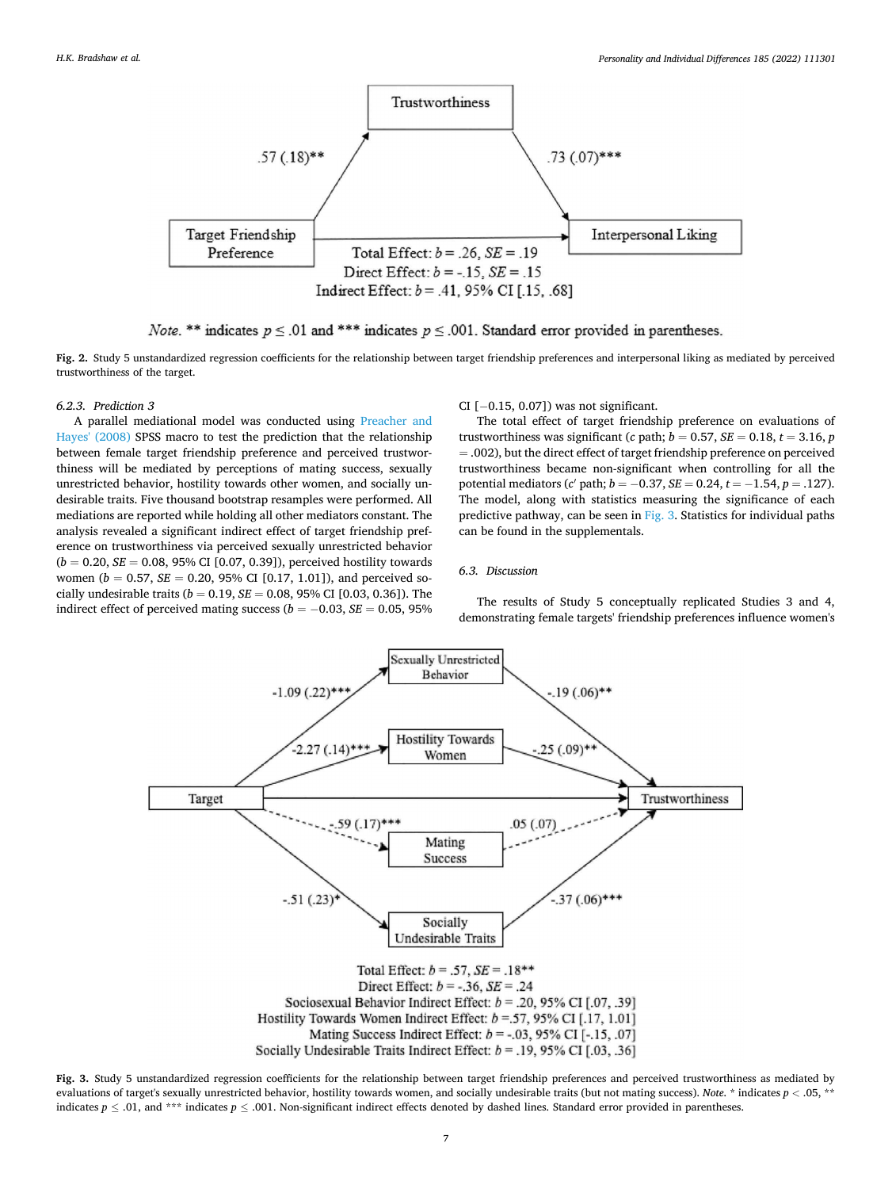Note. ** indicates $p \leq .01$ and *** indicates $p \leq .001$. Standard error provided in parentheses.

**Fig. 2.** Study 5 unstandardized regression coefficients for the relationship between target friendship preferences and interpersonal liking as mediated by perceived trustworthiness of the target.

#### 6.2.3. Prediction 3

A parallel mediational model was conducted using Preacher and Hayes' (2008) SPSS macro to test the prediction that the relationship between female target friendship preference and perceived trustworthiness will be mediated by perceptions of mating success, sexually unrestricted behavior, hostility towards other women, and socially undesirable traits. Five thousand bootstrap resamples were performed. All mediations are reported while holding all other mediators constant. The analysis revealed a significant indirect effect of target friendship preference on trustworthiness via perceived sexually unrestricted behavior ($b = 0.20$, $SE = 0.08$, 95% CI [0.07, 0.39]), perceived hostility towards women ($b = 0.57$, $SE = 0.20$, 95% CI [0.17, 1.01]), and perceived socially undesirable traits ($b = 0.19$, $SE = 0.08$, 95% CI [0.03, 0.36]). The indirect effect of perceived mating success ($b = -0.03$, $SE = 0.05$, 95% CI [−0.15, 0.07]) was not significant.

The total effect of target friendship preference on evaluations of trustworthiness was significant ($c$ path; $b = 0.57$, $SE = 0.18$, $t = 3.16$, $p = .002$), but the direct effect of target friendship preference on perceived trustworthiness became non-significant when controlling for all the potential mediators ($c'$ path; $b = -0.37$, $SE = 0.24$, $t = -1.54$, $p = .127$). The model, along with statistics measuring the significance of each predictive pathway, can be seen in Fig. 3. Statistics for individual paths can be found in the supplementals.

### 6.3. Discussion

The results of Study 5 conceptually replicated Studies 3 and 4, demonstrating female targets' friendship preferences influence women's

**Fig. 3.** Study 5 unstandardized regression coefficients for the relationship between target friendship preferences and perceived trustworthiness as mediated by evaluations of target's sexually unrestricted behavior, hostility towards women, and socially undesirable traits (but not mating success). *Note.* * indicates $p < .05$, ** indicates $p \leq .01$, and *** indicates $p \leq .001$. Non-significant indirect effects denoted by dashed lines. Standard error provided in parentheses.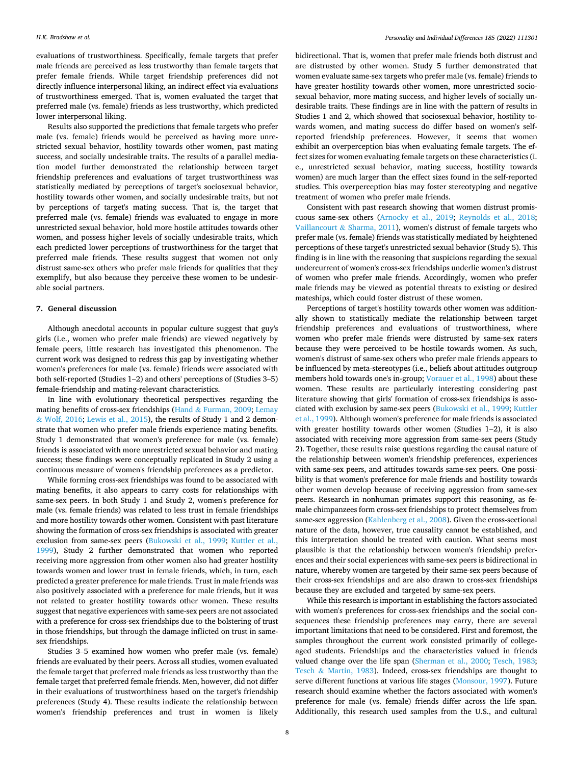evaluations of trustworthiness. Specifically, female targets that prefer male friends are perceived as less trustworthy than female targets that prefer female friends. While target friendship preferences did not directly influence interpersonal liking, an indirect effect via evaluations of trustworthiness emerged. That is, women evaluated the target that preferred male (vs. female) friends as less trustworthy, which predicted lower interpersonal liking.

Results also supported the predictions that female targets who prefer male (vs. female) friends would be perceived as having more unrestricted sexual behavior, hostility towards other women, past mating success, and socially undesirable traits. The results of a parallel mediation model further demonstrated the relationship between target friendship preferences and evaluations of target trustworthiness was statistically mediated by perceptions of target's sociosexual behavior, hostility towards other women, and socially undesirable traits, but not by perceptions of target's mating success. That is, the target that preferred male (vs. female) friends was evaluated to engage in more unrestricted sexual behavior, hold more hostile attitudes towards other women, and possess higher levels of socially undesirable traits, which each predicted lower perceptions of trustworthiness for the target that preferred male friends. These results suggest that women not only distrust same-sex others who prefer male friends for qualities that they exemplify, but also because they perceive these women to be undesirable social partners.

## 7. General discussion

Although anecdotal accounts in popular culture suggest that guy's girls (i.e., women who prefer male friends) are viewed negatively by female peers, little research has investigated this phenomenon. The current work was designed to redress this gap by investigating whether women's preferences for male (vs. female) friends were associated with both self-reported (Studies 1–2) and others' perceptions of (Studies 3–5) female-friendship and mating-relevant characteristics.

In line with evolutionary theoretical perspectives regarding the mating benefits of cross-sex friendships (Hand & Furman, 2009; Lemay & Wolf, 2016; Lewis et al., 2015), the results of Study 1 and 2 demonstrate that women who prefer male friends experience mating benefits. Study 1 demonstrated that women's preference for male (vs. female) friends is associated with more unrestricted sexual behavior and mating success; these findings were conceptually replicated in Study 2 using a continuous measure of women's friendship preferences as a predictor.

While forming cross-sex friendships was found to be associated with mating benefits, it also appears to carry costs for relationships with same-sex peers. In both Study 1 and Study 2, women's preference for male (vs. female friends) was related to less trust in female friendships and more hostility towards other women. Consistent with past literature showing the formation of cross-sex friendships is associated with greater exclusion from same-sex peers (Bukowski et al., 1999; Kuttler et al., 1999), Study 2 further demonstrated that women who reported receiving more aggression from other women also had greater hostility towards women and lower trust in female friends, which, in turn, each predicted a greater preference for male friends. Trust in male friends was also positively associated with a preference for male friends, but it was not related to greater hostility towards other women. These results suggest that negative experiences with same-sex peers are not associated with a preference for cross-sex friendships due to the bolstering of trust in those friendships, but through the damage inflicted on trust in same-sex friendships.

Studies 3–5 examined how women who prefer male (vs. female) friends are evaluated by their peers. Across all studies, women evaluated the female target that preferred male friends as less trustworthy than the female target that preferred female friends. Men, however, did not differ in their evaluations of trustworthiness based on the target's friendship preferences (Study 4). These results indicate the relationship between women's friendship preferences and trust in women is likely bidirectional. That is, women that prefer male friends both distrust and are distrusted by other women. Study 5 further demonstrated that women evaluate same-sex targets who prefer male (vs. female) friends to have greater hostility towards other women, more unrestricted sociosexual behavior, more mating success, and higher levels of socially undesirable traits. These findings are in line with the pattern of results in Studies 1 and 2, which showed that sociosexual behavior, hostility towards women, and mating success do differ based on women's self-reported friendship preferences. However, it seems that women exhibit an overperception bias when evaluating female targets. The effect sizes for women evaluating female targets on these characteristics (i.e., unrestricted sexual behavior, mating success, hostility towards women) are much larger than the effect sizes found in the self-reported studies. This overperception bias may foster stereotyping and negative treatment of women who prefer male friends.

Consistent with past research showing that women distrust promiscuous same-sex others (Arnocky et al., 2019; Reynolds et al., 2018; Vaillancourt & Sharma, 2011), women's distrust of female targets who prefer male (vs. female) friends was statistically mediated by heightened perceptions of these target's unrestricted sexual behavior (Study 5). This finding is in line with the reasoning that suspicions regarding the sexual undercurrent of women's cross-sex friendships underlie women's distrust of women who prefer male friends. Accordingly, women who prefer male friends may be viewed as potential threats to existing or desired mateships, which could foster distrust of these women.

Perceptions of target's hostility towards other women was additionally shown to statistically mediate the relationship between target friendship preferences and evaluations of trustworthiness, where women who prefer male friends were distrusted by same-sex raters because they were perceived to be hostile towards women. As such, women's distrust of same-sex others who prefer male friends appears to be influenced by meta-stereotypes (i.e., beliefs about attitudes outgroup members hold towards one's in-group; Vorauer et al., 1998) about these women. These results are particularly interesting considering past literature showing that girls' formation of cross-sex friendships is associated with exclusion by same-sex peers (Bukowski et al., 1999; Kuttler et al., 1999). Although women's preference for male friends is associated with greater hostility towards other women (Studies 1–2), it is also associated with receiving more aggression from same-sex peers (Study 2). Together, these results raise questions regarding the causal nature of the relationship between women's friendship preferences, experiences with same-sex peers, and attitudes towards same-sex peers. One possibility is that women's preference for male friends and hostility towards other women develop because of receiving aggression from same-sex peers. Research in nonhuman primates support this reasoning, as female chimpanzees form cross-sex friendships to protect themselves from same-sex aggression (Kahlenberg et al., 2008). Given the cross-sectional nature of the data, however, true causality cannot be established, and this interpretation should be treated with caution. What seems most plausible is that the relationship between women's friendship preferences and their social experiences with same-sex peers is bidirectional in nature, whereby women are targeted by their same-sex peers because of their cross-sex friendships and are also drawn to cross-sex friendships because they are excluded and targeted by same-sex peers.

While this research is important in establishing the factors associated with women's preferences for cross-sex friendships and the social consequences these friendship preferences may carry, there are several important limitations that need to be considered. First and foremost, the samples throughout the current work consisted primarily of college-aged students. Friendships and the characteristics valued in friends valued change over the life span (Sherman et al., 2000; Tesch, 1983; Tesch & Martin, 1983). Indeed, cross-sex friendships are thought to serve different functions at various life stages (Monsour, 1997). Future research should examine whether the factors associated with women's preference for male (vs. female) friends differ across the life span. Additionally, this research used samples from the U.S., and cultural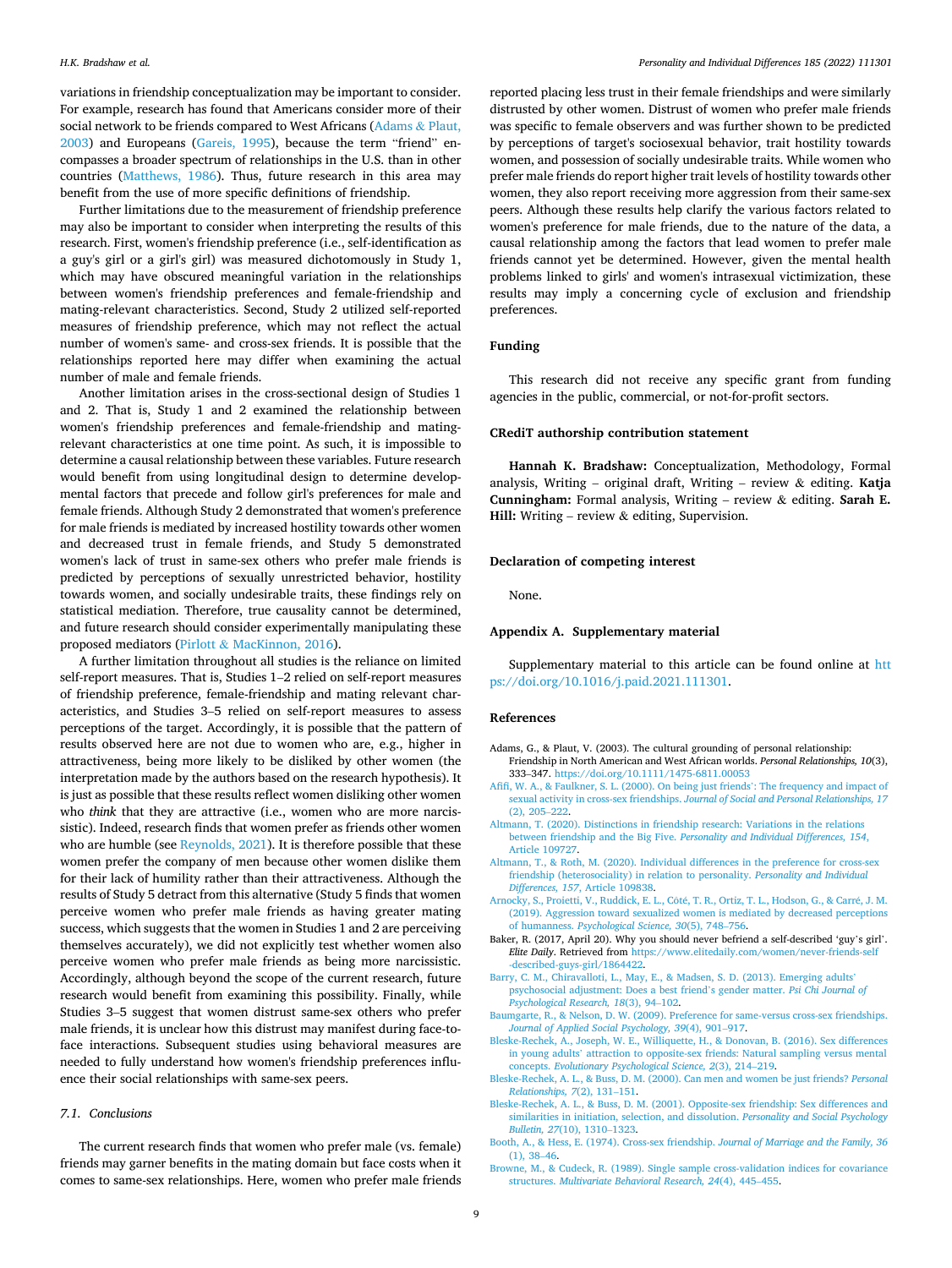variations in friendship conceptualization may be important to consider. For example, research has found that Americans consider more of their social network to be friends compared to West Africans (Adams & Plaut, 2003) and Europeans (Gareis, 1995), because the term "friend" encompasses a broader spectrum of relationships in the U.S. than in other countries (Matthews, 1986). Thus, future research in this area may benefit from the use of more specific definitions of friendship.

Further limitations due to the measurement of friendship preference may also be important to consider when interpreting the results of this research. First, women's friendship preference (i.e., self-identification as a guy's girl or a girl's girl) was measured dichotomously in Study 1, which may have obscured meaningful variation in the relationships between women's friendship preferences and female-friendship and mating-relevant characteristics. Second, Study 2 utilized self-reported measures of friendship preference, which may not reflect the actual number of women's same- and cross-sex friends. It is possible that the relationships reported here may differ when examining the actual number of male and female friends.

Another limitation arises in the cross-sectional design of Studies 1 and 2. That is, Study 1 and 2 examined the relationship between women's friendship preferences and female-friendship and mating-relevant characteristics at one time point. As such, it is impossible to determine a causal relationship between these variables. Future research would benefit from using longitudinal design to determine developmental factors that precede and follow girl's preferences for male and female friends. Although Study 2 demonstrated that women's preference for male friends is mediated by increased hostility towards other women and decreased trust in female friends, and Study 5 demonstrated women's lack of trust in same-sex others who prefer male friends is predicted by perceptions of sexually unrestricted behavior, hostility towards women, and socially undesirable traits, these findings rely on statistical mediation. Therefore, true causality cannot be determined, and future research should consider experimentally manipulating these proposed mediators (Pirlott & MacKinnon, 2016).

A further limitation throughout all studies is the reliance on limited self-report measures. That is, Studies 1–2 relied on self-report measures of friendship preference, female-friendship and mating relevant characteristics, and Studies 3–5 relied on self-report measures to assess perceptions of the target. Accordingly, it is possible that the pattern of results observed here are not due to women who are, e.g., higher in attractiveness, being more likely to be disliked by other women (the interpretation made by the authors based on the research hypothesis). It is just as possible that these results reflect women disliking other women who *think* that they are attractive (i.e., women who are more narcissistic). Indeed, research finds that women prefer as friends other women who are humble (see Reynolds, 2021). It is therefore possible that these women prefer the company of men because other women dislike them for their lack of humility rather than their attractiveness. Although the results of Study 5 detract from this alternative (Study 5 finds that women perceive women who prefer male friends as having greater mating success, which suggests that the women in Studies 1 and 2 are perceiving themselves accurately), we did not explicitly test whether women also perceive women who prefer male friends as being more narcissistic. Accordingly, although beyond the scope of the current research, future research would benefit from examining this possibility. Finally, while Studies 3–5 suggest that women distrust same-sex others who prefer male friends, it is unclear how this distrust may manifest during face-to-face interactions. Subsequent studies using behavioral measures are needed to fully understand how women's friendship preferences influence their social relationships with same-sex peers.

### 7.1. Conclusions

The current research finds that women who prefer male (vs. female) friends may garner benefits in the mating domain but face costs when it comes to same-sex relationships. Here, women who prefer male friends reported placing less trust in their female friendships and were similarly distrusted by other women. Distrust of women who prefer male friends was specific to female observers and was further shown to be predicted by perceptions of target's sociosexual behavior, trait hostility towards women, and possession of socially undesirable traits. While women who prefer male friends do report higher trait levels of hostility towards other women, they also report receiving more aggression from their same-sex peers. Although these results help clarify the various factors related to women's preference for male friends, due to the nature of the data, a causal relationship among the factors that lead women to prefer male friends cannot yet be determined. However, given the mental health problems linked to girls' and women's intrasexual victimization, these results may imply a concerning cycle of exclusion and friendship preferences.

## Funding

This research did not receive any specific grant from funding agencies in the public, commercial, or not-for-profit sectors.

## CRediT authorship contribution statement

**Hannah K. Bradshaw:** Conceptualization, Methodology, Formal analysis, Writing – original draft, Writing – review & editing. **Katja Cunningham:** Formal analysis, Writing – review & editing. **Sarah E. Hill:** Writing – review & editing, Supervision.

## Declaration of competing interest

None.

## Appendix A. Supplementary material

Supplementary material to this article can be found online at https://doi.org/10.1016/j.paid.2021.111301.

## References

Adams, G., & Plaut, V. (2003). The cultural grounding of personal relationship: Friendship in North American and West African worlds. *Personal Relationships, 10*(3), 333–347. https://doi.org/10.1111/1475-6811.00053

Afifi, W. A., & Faulkner, S. L. (2000). On being just friends': The frequency and impact of sexual activity in cross-sex friendships. *Journal of Social and Personal Relationships, 17*(2), 205–222.

Altmann, T. (2020). Distinctions in friendship research: Variations in the relations between friendship and the Big Five. *Personality and Individual Differences, 154*, Article 109727.

Altmann, T., & Roth, M. (2020). Individual differences in the preference for cross-sex friendship (heterosociality) in relation to personality. *Personality and Individual Differences, 157*, Article 109838.

Arnocky, S., Proietti, V., Ruddick, E. L., Côté, T. R., Ortiz, T. L., Hodson, G., & Carré, J. M. (2019). Aggression toward sexualized women is mediated by decreased perceptions of humanness. *Psychological Science, 30*(5), 748–756.

Baker, R. (2017, April 20). Why you should never befriend a self-described 'guy's girl'. *Elite Daily*. Retrieved from https://www.elitedaily.com/women/never-friends-self-described-guys-girl/1864422.

Barry, C. M., Chiravalloti, L., May, E., & Madsen, S. D. (2013). Emerging adults' psychosocial adjustment: Does a best friend's gender matter. *Psi Chi Journal of Psychological Research, 18*(3), 94–102.

Baumgarte, R., & Nelson, D. W. (2009). Preference for same-versus cross-sex friendships. *Journal of Applied Social Psychology, 39*(4), 901–917.

Bleske-Rechek, A., Joseph, W. E., Williquette, H., & Donovan, B. (2016). Sex differences in young adults' attraction to opposite-sex friends: Natural sampling versus mental concepts. *Evolutionary Psychological Science, 2*(3), 214–219.

Bleske-Rechek, A. L., & Buss, D. M. (2000). Can men and women be just friends? *Personal Relationships, 7*(2), 131–151.

Bleske-Rechek, A. L., & Buss, D. M. (2001). Opposite-sex friendship: Sex differences and similarities in initiation, selection, and dissolution. *Personality and Social Psychology Bulletin, 27*(10), 1310–1323.

Booth, A., & Hess, E. (1974). Cross-sex friendship. *Journal of Marriage and the Family, 36*(1), 38–46.

Browne, M., & Cudeck, R. (1989). Single sample cross-validation indices for covariance structures. *Multivariate Behavioral Research, 24*(4), 445–455.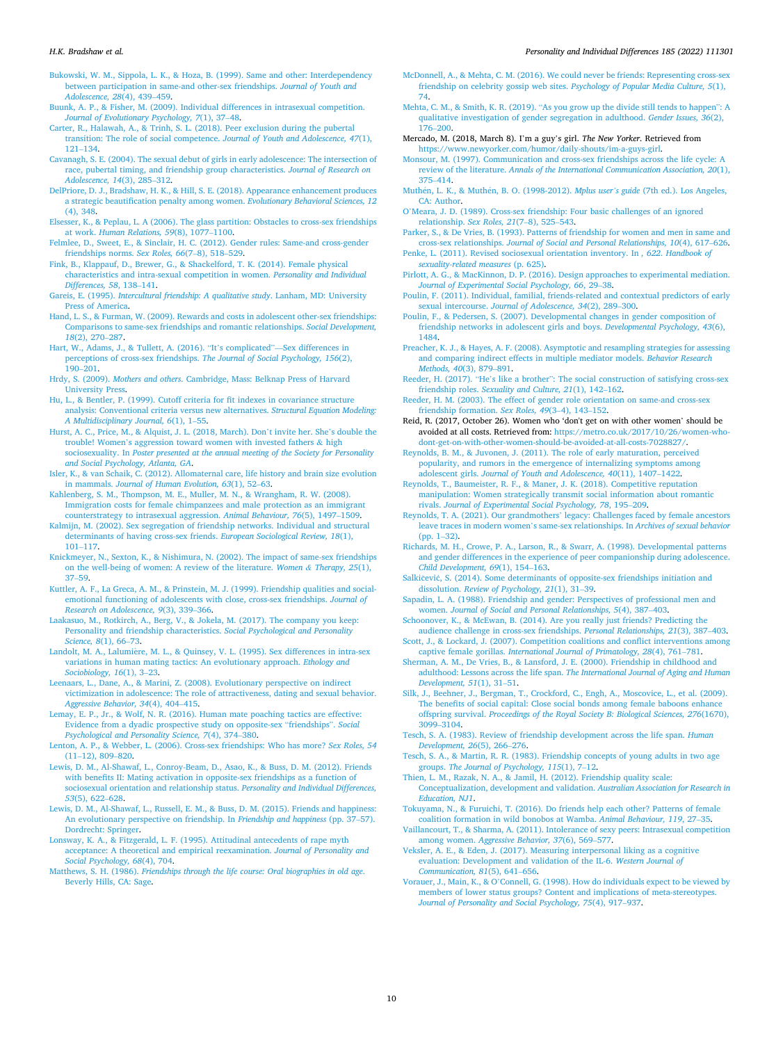Bukowski, W. M., Sippola, L. K., & Hoza, B. (1999). Same and other: Interdependency between participation in same-and other-sex friendships. *Journal of Youth and Adolescence, 28*(4), 439–459.

Buunk, A. P., & Fisher, M. (2009). Individual differences in intrasexual competition. *Journal of Evolutionary Psychology, 7*(1), 37–48.

Carter, R., Halawah, A., & Trinh, S. L. (2018). Peer exclusion during the pubertal transition: The role of social competence. *Journal of Youth and Adolescence, 47*(1), 121–134.

Cavanagh, S. E. (2004). The sexual debut of girls in early adolescence: The intersection of race, pubertal timing, and friendship group characteristics. *Journal of Research on Adolescence, 14*(3), 285–312.

DelPriore, D. J., Bradshaw, H. K., & Hill, S. E. (2018). Appearance enhancement produces a strategic beautification penalty among women. *Evolutionary Behavioral Sciences, 12* (4), 348.

Elsesser, K., & Peplau, L. A (2006). The glass partition: Obstacles to cross-sex friendships at work. *Human Relations, 59*(8), 1077–1100.

Felmlee, D., Sweet, E., & Sinclair, H. C. (2012). Gender rules: Same-and cross-gender friendships norms. *Sex Roles, 66*(7–8), 518–529.

Fink, B., Klappauf, D., Brewer, G., & Shackelford, T. K. (2014). Female physical characteristics and intra-sexual competition in women. *Personality and Individual Differences, 58*, 138–141.

Gareis, E. (1995). *Intercultural friendship: A qualitative study*. Lanham, MD: University Press of America.

Hand, L. S., & Furman, W. (2009). Rewards and costs in adolescent other-sex friendships: Comparisons to same-sex friendships and romantic relationships. *Social Development, 18*(2), 270–287.

Hart, W., Adams, J., & Tullett, A. (2016). "It's complicated"—Sex differences in perceptions of cross-sex friendships. *The Journal of Social Psychology, 156*(2), 190–201.

Hrdy, S. (2009). *Mothers and others*. Cambridge, Mass: Belknap Press of Harvard University Press.

Hu, L., & Bentler, P. (1999). Cutoff criteria for fit indexes in covariance structure analysis: Conventional criteria versus new alternatives. *Structural Equation Modeling: A Multidisciplinary Journal, 6*(1), 1–55.

Hurst, A. C., Price, M., & Alquist, J. L. (2018, March). Don't invite her. She's double the trouble! Women's aggression toward women with invested fathers & high sociosexuality. In *Poster presented at the annual meeting of the Society for Personality and Social Psychology, Atlanta, GA*.

Isler, K., & van Schaik, C. (2012). Allomaternal care, life history and brain size evolution in mammals. *Journal of Human Evolution, 63*(1), 52–63.

Kahlenberg, S. M., Thompson, M. E., Muller, M. N., & Wrangham, R. W. (2008). Immigration costs for female chimpanzees and male protection as an immigrant counterstrategy to intrasexual aggression. *Animal Behaviour, 76*(5), 1497–1509.

Kalmijn, M. (2002). Sex segregation of friendship networks. Individual and structural determinants of having cross-sex friends. *European Sociological Review, 18*(1), 101–117.

Knickmeyer, N., Sexton, K., & Nishimura, N. (2002). The impact of same-sex friendships on the well-being of women: A review of the literature. *Women & Therapy, 25*(1), 37–59.

Kuttler, A. F., La Greca, A. M., & Prinstein, M. J. (1999). Friendship qualities and social-emotional functioning of adolescents with close, cross-sex friendships. *Journal of Research on Adolescence, 9*(3), 339–366.

Laakasuo, M., Rotkirch, A., Berg, V., & Jokela, M. (2017). The company you keep: Personality and friendship characteristics. *Social Psychological and Personality Science, 8*(1), 66–73.

Landolt, M. A., Lalumière, M. L., & Quinsey, V. L. (1995). Sex differences in intra-sex variations in human mating tactics: An evolutionary approach. *Ethology and Sociobiology, 16*(1), 3–23.

Leenaars, L., Dane, A., & Marini, Z. (2008). Evolutionary perspective on indirect victimization in adolescence: The role of attractiveness, dating and sexual behavior. *Aggressive Behavior, 34*(4), 404–415.

Lemay, E. P., Jr., & Wolf, N. R. (2016). Human mate poaching tactics are effective: Evidence from a dyadic prospective study on opposite-sex "friendships". *Social Psychological and Personality Science, 7*(4), 374–380.

Lenton, A. P., & Webber, L. (2006). Cross-sex friendships: Who has more? *Sex Roles, 54* (11–12), 809–820.

Lewis, D. M., Al-Shawaf, L., Conroy-Beam, D., Asao, K., & Buss, D. M. (2012). Friends with benefits II: Mating activation in opposite-sex friendships as a function of sociosexual orientation and relationship status. *Personality and Individual Differences, 53*(5), 622–628.

Lewis, D. M., Al-Shawaf, L., Russell, E. M., & Buss, D. M. (2015). Friends and happiness: An evolutionary perspective on friendship. In *Friendship and happiness* (pp. 37–57). Dordrecht: Springer.

Lonsway, K. A., & Fitzgerald, L. F. (1995). Attitudinal antecedents of rape myth acceptance: A theoretical and empirical reexamination. *Journal of Personality and Social Psychology, 68*(4), 704.

Matthews, S. H. (1986). *Friendships through the life course: Oral biographies in old age*. Beverly Hills, CA: Sage.

McDonnell, A., & Mehta, C. M. (2016). We could never be friends: Representing cross-sex friendship on celebrity gossip web sites. *Psychology of Popular Media Culture, 5*(1), 74.

Mehta, C. M., & Smith, K. R. (2019). "As you grow up the divide still tends to happen": A qualitative investigation of gender segregation in adulthood. *Gender Issues, 36*(2), 176–200.

Mercado, M. (2018, March 8). I'm a guy's girl. *The New Yorker*. Retrieved from https://www.newyorker.com/humor/daily-shouts/im-a-guys-girl.

Monsour, M. (1997). Communication and cross-sex friendships across the life cycle: A review of the literature. *Annals of the International Communication Association, 20*(1), 375–414.

Muthén, L. K., & Muthén, B. O. (1998-2012). *Mplus user's guide* (7th ed.). Los Angeles, CA: Author.

O'Meara, J. D. (1989). Cross-sex friendship: Four basic challenges of an ignored relationship. *Sex Roles, 21*(7–8), 525–543.

Parker, S., & De Vries, B. (1993). Patterns of friendship for women and men in same and cross-sex relationships. *Journal of Social and Personal Relationships, 10*(4), 617–626.

Penke, L. (2011). Revised sociosexual orientation inventory. In *, 622. Handbook of sexuality-related measures* (p. 625).

Pirlott, A. G., & MacKinnon, D. P. (2016). Design approaches to experimental mediation. *Journal of Experimental Social Psychology, 66*, 29–38.

Poulin, F. (2011). Individual, familial, friends-related and contextual predictors of early sexual intercourse. *Journal of Adolescence, 34*(2), 289–300.

Poulin, F., & Pedersen, S. (2007). Developmental changes in gender composition of friendship networks in adolescent girls and boys. *Developmental Psychology, 43*(6), 1484.

Preacher, K. J., & Hayes, A. F. (2008). Asymptotic and resampling strategies for assessing and comparing indirect effects in multiple mediator models. *Behavior Research Methods, 40*(3), 879–891.

Reeder, H. (2017). "He's like a brother": The social construction of satisfying cross-sex friendship roles. *Sexuality and Culture, 21*(1), 142–162.

Reeder, H. M. (2003). The effect of gender role orientation on same-and cross-sex friendship formation. *Sex Roles, 49*(3–4), 143–152.

Reid, R. (2017, October 26). Women who 'don't get on with other women' should be avoided at all costs. Retrieved from: https://metro.co.uk/2017/10/26/women-who-dont-get-on-with-other-women-should-be-avoided-at-all-costs-7028827/.

Reynolds, B. M., & Juvonen, J. (2011). The role of early maturation, perceived popularity, and rumors in the emergence of internalizing symptoms among adolescent girls. *Journal of Youth and Adolescence, 40*(11), 1407–1422.

Reynolds, T., Baumeister, R. F., & Maner, J. K. (2018). Competitive reputation manipulation: Women strategically transmit social information about romantic rivals. *Journal of Experimental Social Psychology, 78*, 195–209.

Reynolds, T. A. (2021). Our grandmothers' legacy: Challenges faced by female ancestors leave traces in modern women's same-sex relationships. In *Archives of sexual behavior* (pp. 1–32).

Richards, M. H., Crowe, P. A., Larson, R., & Swarr, A. (1998). Developmental patterns and gender differences in the experience of peer companionship during adolescence. *Child Development, 69*(1), 154–163.

Salkičević, S. (2014). Some determinants of opposite-sex friendships initiation and dissolution. *Review of Psychology, 21*(1), 31–39.

Sapadin, L. A. (1988). Friendship and gender: Perspectives of professional men and women. *Journal of Social and Personal Relationships, 5*(4), 387–403.

Schoonover, K., & McEwan, B. (2014). Are you really just friends? Predicting the audience challenge in cross-sex friendships. *Personal Relationships, 21*(3), 387–403.

Scott, J., & Lockard, J. (2007). Competition coalitions and conflict interventions among captive female gorillas. *International Journal of Primatology, 28*(4), 761–781.

Sherman, A. M., De Vries, B., & Lansford, J. E. (2000). Friendship in childhood and adulthood: Lessons across the life span. *The International Journal of Aging and Human Development, 51*(1), 31–51.

Silk, J., Beehner, J., Bergman, T., Crockford, C., Engh, A., Moscovice, L., et al. (2009). The benefits of social capital: Close social bonds among female baboons enhance offspring survival. *Proceedings of the Royal Society B: Biological Sciences, 276*(1670), 3099–3104.

Tesch, S. A. (1983). Review of friendship development across the life span. *Human Development, 26*(5), 266–276.

Tesch, S. A., & Martin, R. R. (1983). Friendship concepts of young adults in two age groups. *The Journal of Psychology, 115*(1), 7–12.

Thien, L. M., Razak, N. A., & Jamil, H. (2012). Friendship quality scale: Conceptualization, development and validation. *Australian Association for Research in Education, NJ1*.

Tokuyama, N., & Furuichi, T. (2016). Do friends help each other? Patterns of female coalition formation in wild bonobos at Wamba. *Animal Behaviour, 119*, 27–35.

Vaillancourt, T., & Sharma, A. (2011). Intolerance of sexy peers: Intrasexual competition among women. *Aggressive Behavior, 37*(6), 569–577.

Veksler, A. E., & Eden, J. (2017). Measuring interpersonal liking as a cognitive evaluation: Development and validation of the IL-6. *Western Journal of Communication, 81*(5), 641–656.

Vorauer, J., Main, K., & O'Connell, G. (1998). How do individuals expect to be viewed by members of lower status groups? Content and implications of meta-stereotypes. *Journal of Personality and Social Psychology, 75*(4), 917–937.